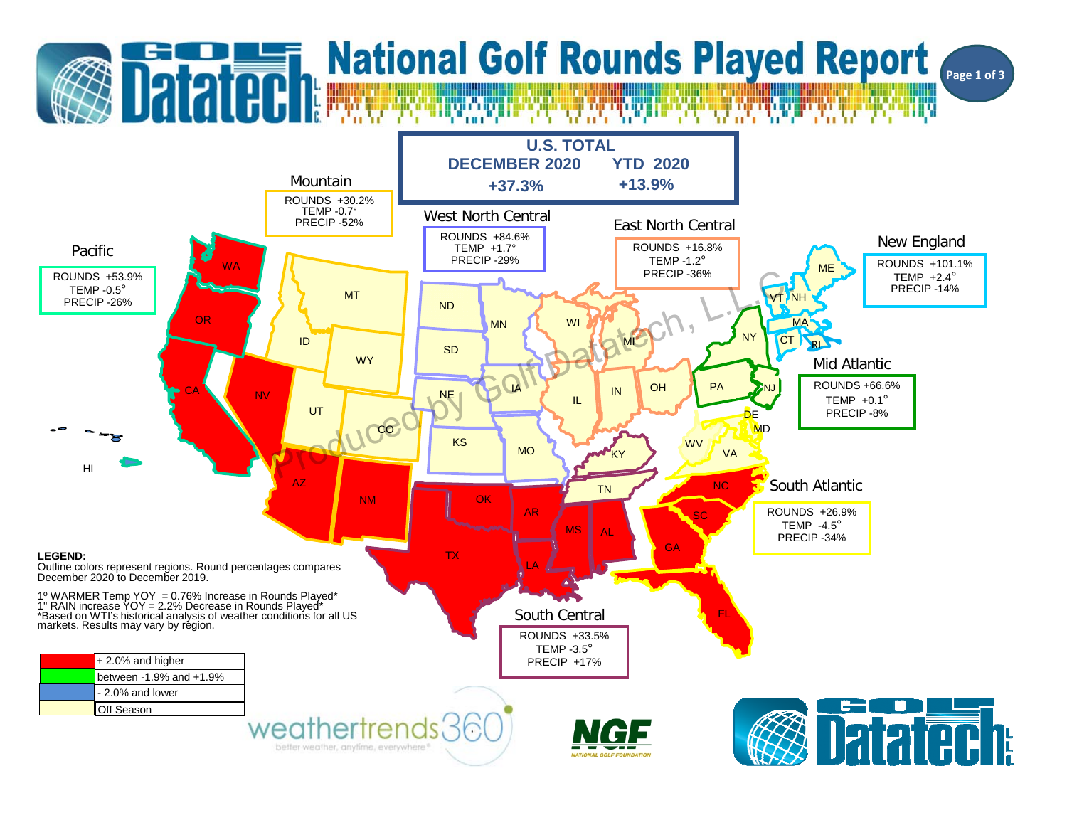# National Golf Rounds Played Report

## U.S. TOTAL

| DECEMBER 2020 | YTD 2020 |
|---|---|
| +37.3% | +13.9% |

### Pacific
ROUNDS +53.9%
TEMP -0.5°
PRECIP -26%

### Mountain
ROUNDS +30.2%
TEMP -0.7°
PRECIP -52%

### West North Central
ROUNDS +84.6%
TEMP +1.7°
PRECIP -29%

### East North Central
ROUNDS +16.8%
TEMP -1.2°
PRECIP -36%

### New England
ROUNDS +101.1%
TEMP +2.4°
PRECIP -14%

### Mid Atlantic
ROUNDS +66.6%
TEMP +0.1°
PRECIP -8%

### South Atlantic
ROUNDS +26.9%
TEMP -4.5°
PRECIP -34%

### South Central
ROUNDS +33.5%
TEMP -3.5°
PRECIP +17%

**LEGEND:**
Outline colors represent regions. Round percentages compares December 2020 to December 2019.

1º WARMER Temp YOY = 0.76% Increase in Rounds Played*
1" RAIN increase YOY = 2.2% Decrease in Rounds Played*
*Based on WTI's historical analysis of weather conditions for all US markets. Results may vary by region.

| Color | Meaning |
|---|---|
| Red | + 2.0% and higher |
| Green | between -1.9% and +1.9% |
| Blue | - 2.0% and lower |
| Light yellow | Off Season |

weathertrends360 — better weather, anytime, everywhere®

NGF — NATIONAL GOLF FOUNDATION

Golf Datatech L.L.C.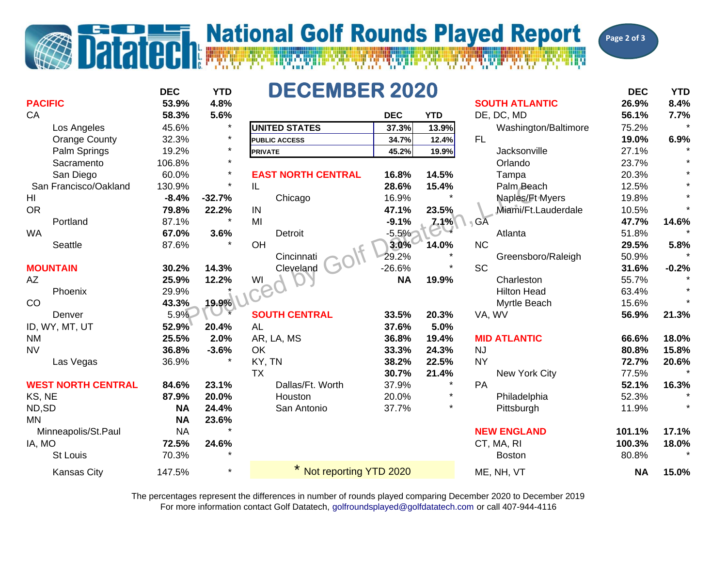# National Golf Rounds Played Report

## DECEMBER 2020

| | DEC | YTD |
|---|---|---|
| **UNITED STATES** | 37.3% | 13.9% |
| **PUBLIC ACCESS** | 34.7% | 12.4% |
| **PRIVATE** | 45.2% | 19.9% |

| | DEC | YTD |
|---|---|---|
| **PACIFIC** | **53.9%** | **4.8%** |
| CA | **58.3%** | **5.6%** |
| Los Angeles | 45.6% | * |
| Orange County | 32.3% | * |
| Palm Springs | 19.2% | * |
| Sacramento | 106.8% | * |
| San Diego | 60.0% | * |
| San Francisco/Oakland | 130.9% | * |
| HI | **-8.4%** | **-32.7%** |
| OR | **79.8%** | **22.2%** |
| Portland | 87.1% | * |
| WA | **67.0%** | **3.6%** |
| Seattle | 87.6% | * |
| **MOUNTAIN** | **30.2%** | **14.3%** |
| AZ | **25.9%** | **12.2%** |
| Phoenix | 29.9% | * |
| CO | **43.3%** | **19.9%** |
| Denver | 5.9% | * |
| ID, WY, MT, UT | **52.9%** | **20.4%** |
| NM | **25.5%** | **2.0%** |
| NV | **36.8%** | **-3.6%** |
| Las Vegas | 36.9% | * |
| **WEST NORTH CENTRAL** | **84.6%** | **23.1%** |
| KS, NE | **87.9%** | **20.0%** |
| ND,SD | **NA** | **24.4%** |
| MN | **NA** | **23.6%** |
| Minneapolis/St.Paul | NA | * |
| IA, MO | **72.5%** | **24.6%** |
| St Louis | 70.3% | * |
| Kansas City | 147.5% | * |

| | DEC | YTD |
|---|---|---|
| **EAST NORTH CENTRAL** | **16.8%** | **14.5%** |
| IL | **28.6%** | **15.4%** |
| Chicago | 16.9% | * |
| IN | **47.1%** | **23.5%** |
| MI | **-9.1%** | **7.1%** |
| Detroit | -5.5% | * |
| OH | **3.0%** | **14.0%** |
| Cincinnati | 29.2% | * |
| Cleveland | -26.6% | * |
| WI | **NA** | **19.9%** |
| **SOUTH CENTRAL** | **33.5%** | **20.3%** |
| AL | **37.6%** | **5.0%** |
| AR, LA, MS | **36.8%** | **19.4%** |
| OK | **33.3%** | **24.3%** |
| KY, TN | **38.2%** | **22.5%** |
| TX | **30.7%** | **21.4%** |
| Dallas/Ft. Worth | 37.9% | * |
| Houston | 20.0% | * |
| San Antonio | 37.7% | * |

| | DEC | YTD |
|---|---|---|
| **SOUTH ATLANTIC** | **26.9%** | **8.4%** |
| DE, DC, MD | **56.1%** | **7.7%** |
| Washington/Baltimore | 75.2% | * |
| FL | **19.0%** | **6.9%** |
| Jacksonville | 27.1% | * |
| Orlando | 23.7% | * |
| Tampa | 20.3% | * |
| Palm Beach | 12.5% | * |
| Naples/Ft Myers | 19.8% | * |
| Miami/Ft.Lauderdale | 10.5% | * |
| GA | **47.7%** | **14.6%** |
| Atlanta | 51.8% | * |
| NC | **29.5%** | **5.8%** |
| Greensboro/Raleigh | 50.9% | * |
| SC | **31.6%** | **-0.2%** |
| Charleston | 55.7% | * |
| Hilton Head | 63.4% | * |
| Myrtle Beach | 15.6% | * |
| VA, WV | **56.9%** | **21.3%** |
| **MID ATLANTIC** | **66.6%** | **18.0%** |
| NJ | **80.8%** | **15.8%** |
| NY | **72.7%** | **20.6%** |
| New York City | 77.5% | * |
| PA | **52.1%** | **16.3%** |
| Philadelphia | 52.3% | * |
| Pittsburgh | 11.9% | * |
| **NEW ENGLAND** | **101.1%** | **17.1%** |
| CT, MA, RI | **100.3%** | **18.0%** |
| Boston | 80.8% | * |
| ME, NH, VT | **NA** | **15.0%** |

\* Not reporting YTD 2020

The percentages represent the differences in number of rounds played comparing December 2020 to December 2019
For more information contact Golf Datatech, golfroundsplayed@golfdatatech.com or call 407-944-4116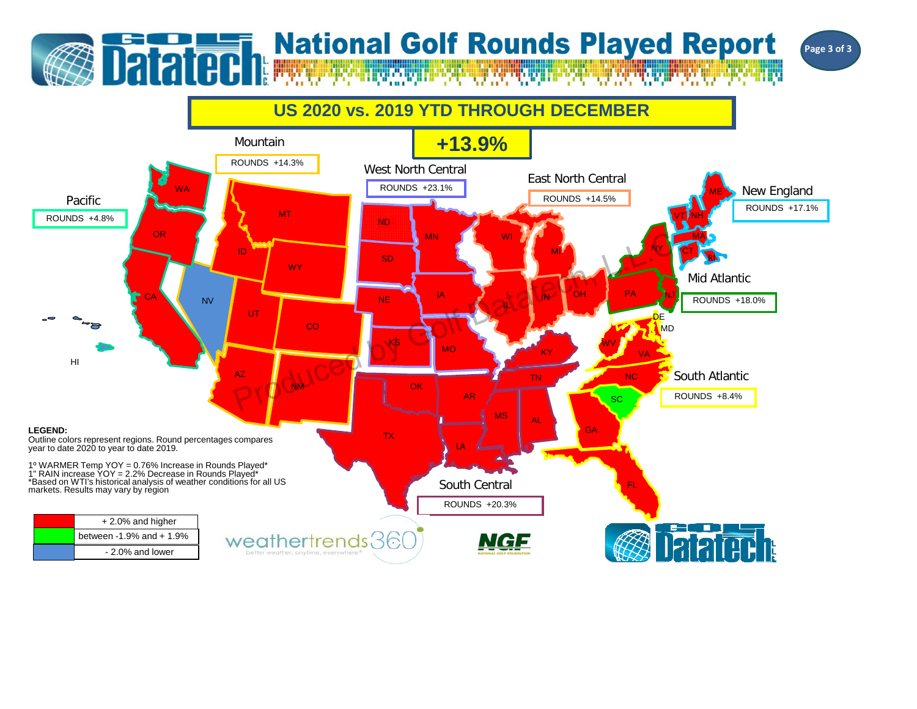# Golf Datatech National Golf Rounds Played Report

## US 2020 vs. 2019 YTD THROUGH DECEMBER

**+13.9%**

Mountain
ROUNDS +14.3%

West North Central
ROUNDS +23.1%

East North Central
ROUNDS +14.5%

New England
ROUNDS +17.1%

Pacific
ROUNDS +4.8%

Mid Atlantic
ROUNDS +18.0%

South Atlantic
ROUNDS +8.4%

South Central
ROUNDS +20.3%

WA, OR, CA, NV, ID, MT, WY, UT, CO, AZ, NM, ND, SD, NE, KS, MN, IA, MO, WI, MI, IL, IN, OH, KY, TN, OK, TX, AR, LA, MS, AL, GA, FL, SC, NC, VA, WV, PA, NY, NJ, DE, MD, VT, NH, ME, MA, CT, RI, HI

Produced by Golf Datatech, L.L.C.

**LEGEND:**
Outline colors represent regions. Round percentages compares year to date 2020 to year to date 2019.

1º WARMER Temp YOY = 0.76% Increase in Rounds Played*
1" RAIN increase YOY = 2.2% Decrease in Rounds Played*
*Based on WTI's historical analysis of weather conditions for all US markets. Results may vary by region

+ 2.0% and higher
between -1.9% and + 1.9%
- 2.0% and lower

weathertrends360 better weather, anytime, everywhere®

NGF NATIONAL GOLF FOUNDATION

Golf Datatech L.L.C.